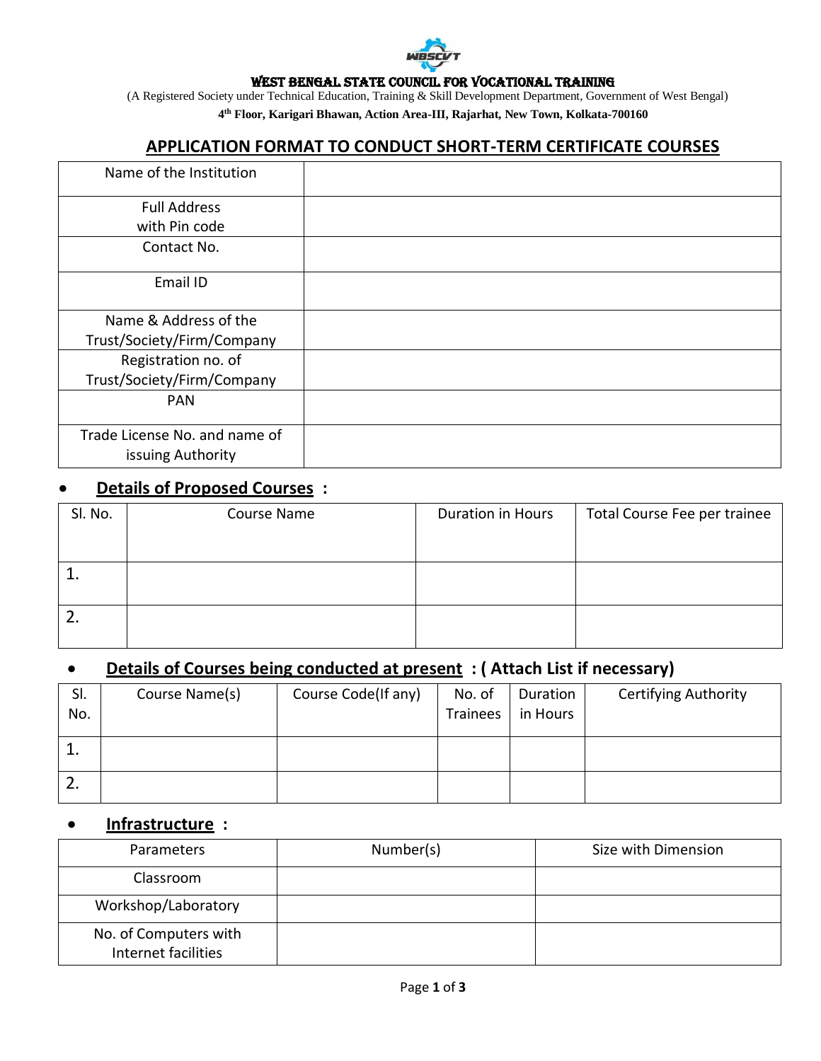WEST BENGAL STATE COUNCIL FOR VOCATIONAL TRAINING

(A Registered Society under Technical Education, Training & Skill Development Department, Government of West Bengal)

**4th Floor, Karigari Bhawan, Action Area-III, Rajarhat, New Town, Kolkata-700160**

## APPLICATION FORMAT TO CONDUCT SHORT-TERM CERTIFICATE COURSES

| Name of the Institution | |
|---|---|
| Full Address with Pin code | |
| Contact No. | |
| Email ID | |
| Name & Address of the Trust/Society/Firm/Company | |
| Registration no. of Trust/Society/Firm/Company | |
| PAN | |
| Trade License No. and name of issuing Authority | |

- **Details of Proposed Courses :**

| Sl. No. | Course Name | Duration in Hours | Total Course Fee per trainee |
|---|---|---|---|
| 1. | | | |
| 2. | | | |

- **Details of Courses being conducted at present : ( Attach List if necessary)**

| Sl. No. | Course Name(s) | Course Code(If any) | No. of Trainees | Duration in Hours | Certifying Authority |
|---|---|---|---|---|---|
| 1. | | | | | |
| 2. | | | | | |

- **Infrastructure :**

| Parameters | Number(s) | Size with Dimension |
|---|---|---|
| Classroom | | |
| Workshop/Laboratory | | |
| No. of Computers with Internet facilities | | |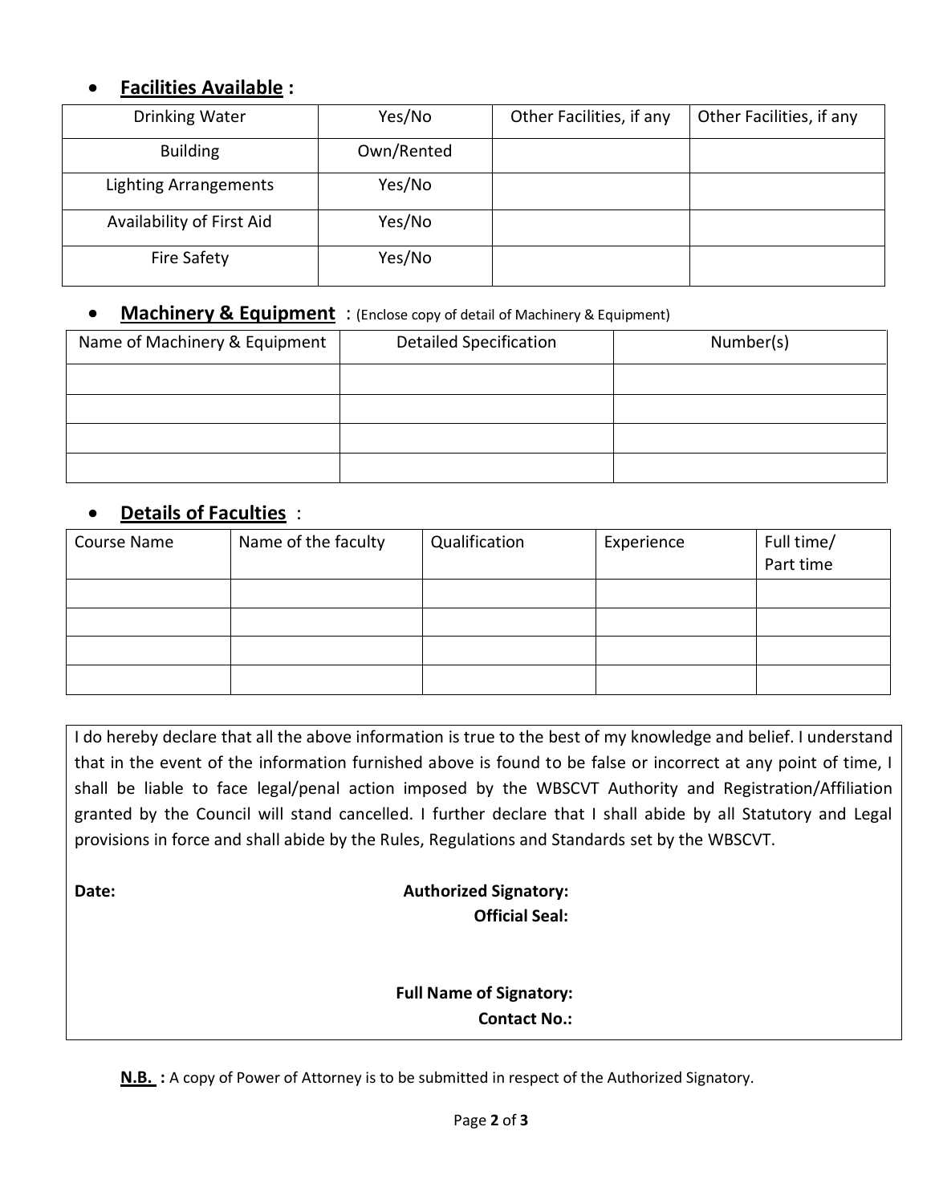- **Facilities Available :**

| Drinking Water | Yes/No | Other Facilities, if any | Other Facilities, if any |
|---|---|---|---|
| Building | Own/Rented | | |
| Lighting Arrangements | Yes/No | | |
| Availability of First Aid | Yes/No | | |
| Fire Safety | Yes/No | | |

- **Machinery & Equipment** : (Enclose copy of detail of Machinery & Equipment)

| Name of Machinery & Equipment | Detailed Specification | Number(s) |
|---|---|---|
| | | |
| | | |
| | | |
| | | |

- **Details of Faculties** :

| Course Name | Name of the faculty | Qualification | Experience | Full time/ Part time |
|---|---|---|---|---|
| | | | | |
| | | | | |
| | | | | |
| | | | | |

I do hereby declare that all the above information is true to the best of my knowledge and belief. I understand that in the event of the information furnished above is found to be false or incorrect at any point of time, I shall be liable to face legal/penal action imposed by the WBSCVT Authority and Registration/Affiliation granted by the Council will stand cancelled. I further declare that I shall abide by all Statutory and Legal provisions in force and shall abide by the Rules, Regulations and Standards set by the WBSCVT.

**Date:**

**Authorized Signatory:**

**Official Seal:**

**Full Name of Signatory:**

**Contact No.:**

**N.B. :** A copy of Power of Attorney is to be submitted in respect of the Authorized Signatory.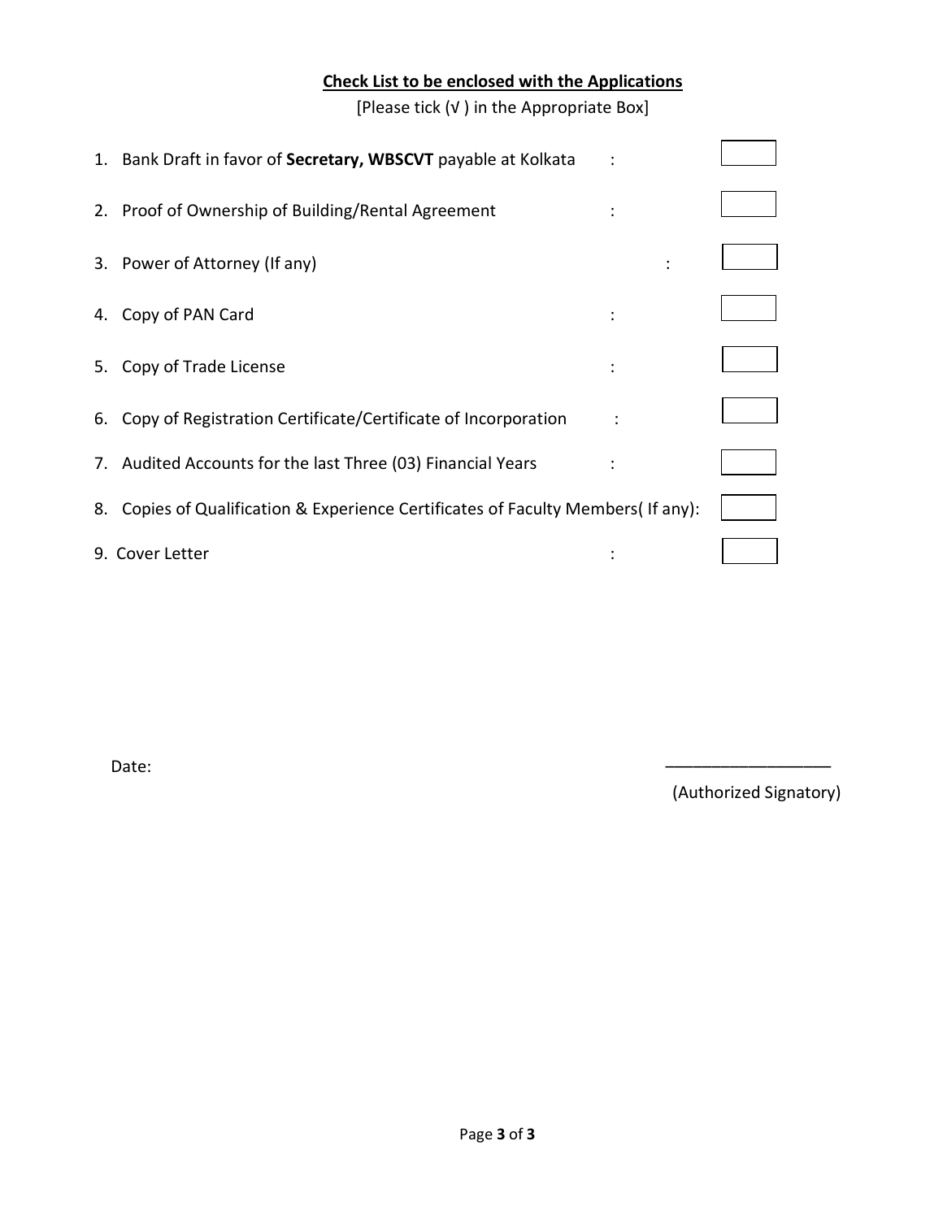**Check List to be enclosed with the Applications**

[Please tick (√ ) in the Appropriate Box]

1. Bank Draft in favor of **Secretary, WBSCVT** payable at Kolkata : ☐
2. Proof of Ownership of Building/Rental Agreement : ☐
3. Power of Attorney (If any) : ☐
4. Copy of PAN Card : ☐
5. Copy of Trade License : ☐
6. Copy of Registration Certificate/Certificate of Incorporation : ☐
7. Audited Accounts for the last Three (03) Financial Years : ☐
8. Copies of Qualification & Experience Certificates of Faculty Members( If any): ☐
9. Cover Letter : ☐

Date:

\_\_\_\_\_\_\_\_\_\_\_\_\_\_\_\_\_\_

(Authorized Signatory)